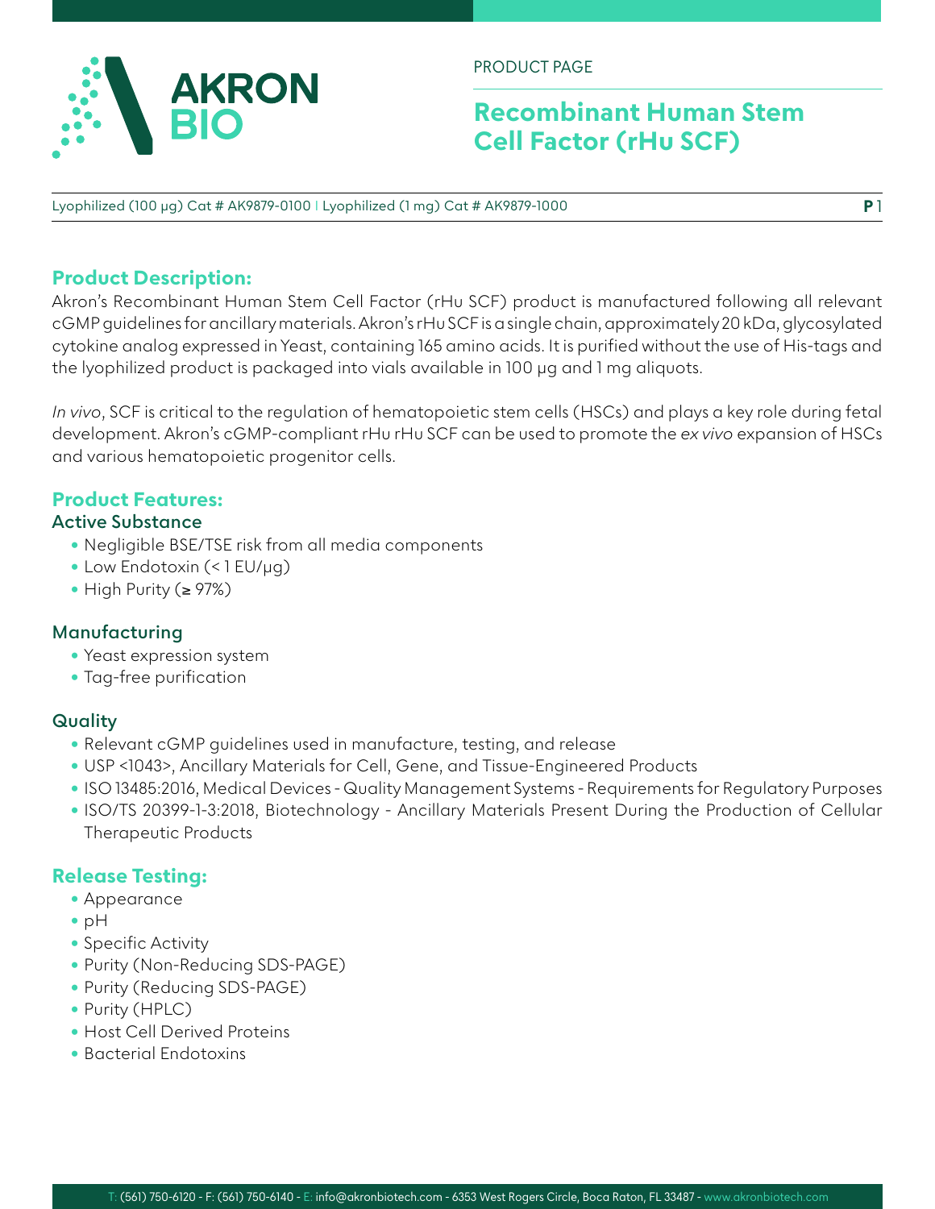PRODUCT PAGE

# Recombinant Human Stem Cell Factor (rHu SCF)

Lyophilized (100 µg) Cat # AK9879-0100 | Lyophilized (1 mg) Cat # AK9879-1000

## Product Description:

Akron's Recombinant Human Stem Cell Factor (rHu SCF) product is manufactured following all relevant cGMP guidelines for ancillary materials. Akron's rHu SCF is a single chain, approximately 20 kDa, glycosylated cytokine analog expressed in Yeast, containing 165 amino acids. It is purified without the use of His-tags and the lyophilized product is packaged into vials available in 100 µg and 1 mg aliquots.

*In vivo*, SCF is critical to the regulation of hematopoietic stem cells (HSCs) and plays a key role during fetal development. Akron's cGMP-compliant rHu rHu SCF can be used to promote the *ex vivo* expansion of HSCs and various hematopoietic progenitor cells.

## Product Features:

### Active Substance

- Negligible BSE/TSE risk from all media components
- Low Endotoxin (< 1 EU/µg)
- High Purity (≥ 97%)

### Manufacturing

- Yeast expression system
- Tag-free purification

### Quality

- Relevant cGMP guidelines used in manufacture, testing, and release
- USP <1043>, Ancillary Materials for Cell, Gene, and Tissue-Engineered Products
- ISO 13485:2016, Medical Devices - Quality Management Systems - Requirements for Regulatory Purposes
- ISO/TS 20399-1-3:2018, Biotechnology - Ancillary Materials Present During the Production of Cellular Therapeutic Products

## Release Testing:

- Appearance
- pH
- Specific Activity
- Purity (Non-Reducing SDS-PAGE)
- Purity (Reducing SDS-PAGE)
- Purity (HPLC)
- Host Cell Derived Proteins
- Bacterial Endotoxins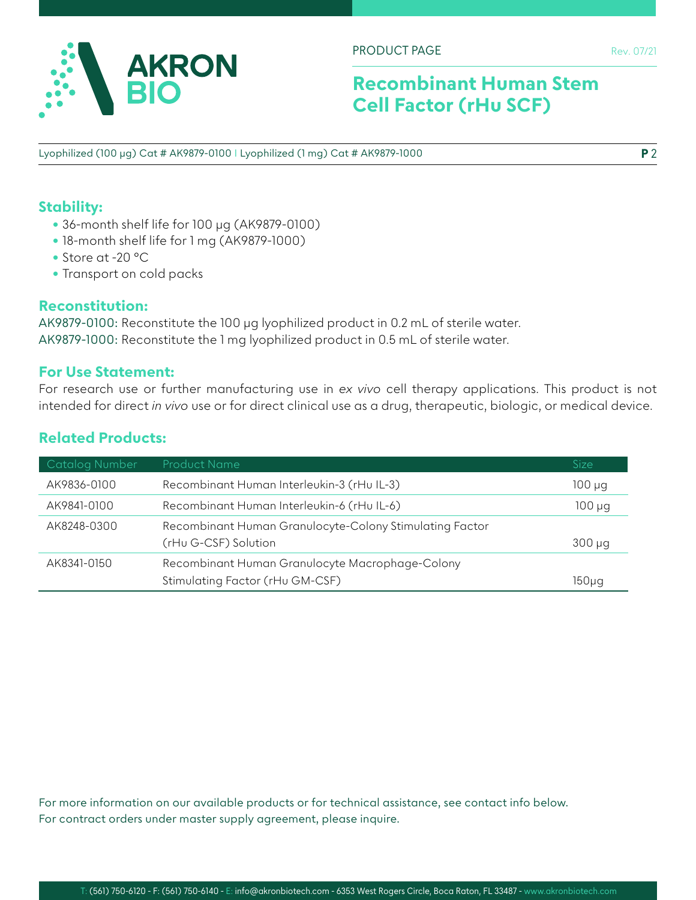## Stability:

- 36-month shelf life for 100 µg (AK9879-0100)
- 18-month shelf life for 1 mg (AK9879-1000)
- Store at -20 °C
- Transport on cold packs

## Reconstitution:

AK9879-0100: Reconstitute the 100 µg lyophilized product in 0.2 mL of sterile water.
AK9879-1000: Reconstitute the 1 mg lyophilized product in 0.5 mL of sterile water.

## For Use Statement:

For research use or further manufacturing use in *ex vivo* cell therapy applications. This product is not intended for direct *in vivo* use or for direct clinical use as a drug, therapeutic, biologic, or medical device.

## Related Products:

| Catalog Number | Product Name | Size |
|---|---|---|
| AK9836-0100 | Recombinant Human Interleukin-3 (rHu IL-3) | 100 µg |
| AK9841-0100 | Recombinant Human Interleukin-6 (rHu IL-6) | 100 µg |
| AK8248-0300 | Recombinant Human Granulocyte-Colony Stimulating Factor (rHu G-CSF) Solution | 300 µg |
| AK8341-0150 | Recombinant Human Granulocyte Macrophage-Colony Stimulating Factor (rHu GM-CSF) | 150µg |

For more information on our available products or for technical assistance, see contact info below.
For contract orders under master supply agreement, please inquire.

T: (561) 750-6120 - F: (561) 750-6140 - E: info@akronbiotech.com - 6353 West Rogers Circle, Boca Raton, FL 33487 - www.akronbiotech.com